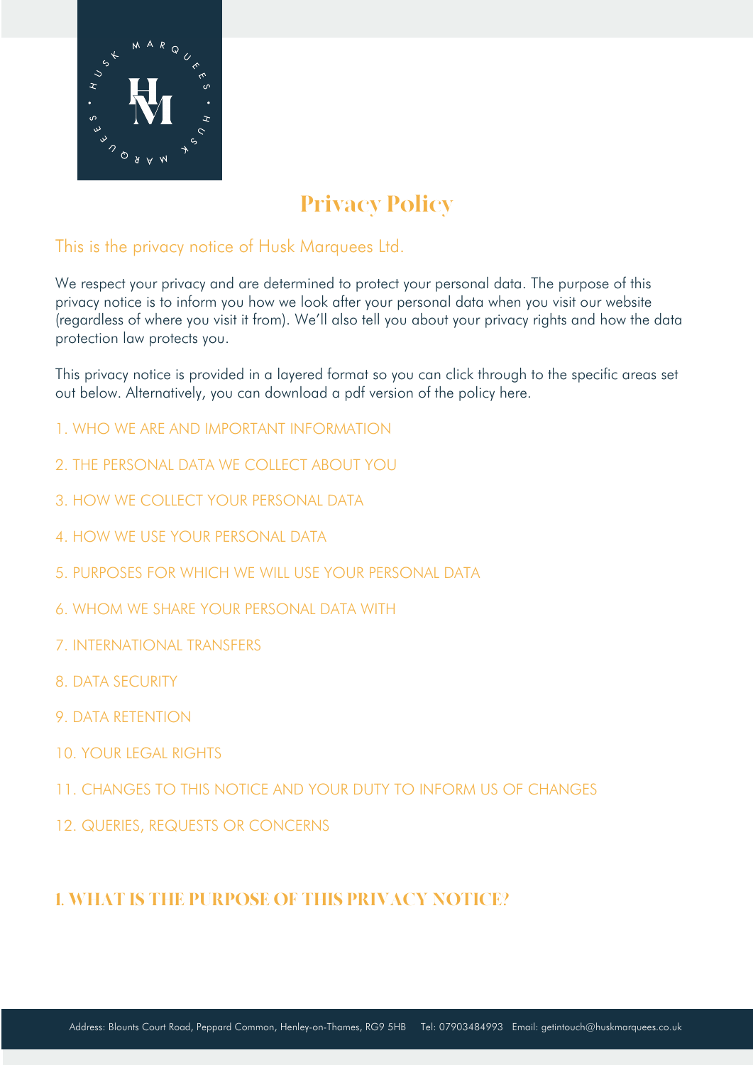# Privacy Policy

## This is the privacy notice of Husk Marquees Ltd.

We respect your privacy and are determined to protect your personal data. The purpose of this privacy notice is to inform you how we look after your personal data when you visit our website (regardless of where you visit it from). We'll also tell you about your privacy rights and how the data protection law protects you.

This privacy notice is provided in a layered format so you can click through to the specific areas set out below. Alternatively, you can download a pdf version of the policy here.

1. WHO WE ARE AND IMPORTANT INFORMATION
2. THE PERSONAL DATA WE COLLECT ABOUT YOU
3. HOW WE COLLECT YOUR PERSONAL DATA
4. HOW WE USE YOUR PERSONAL DATA
5. PURPOSES FOR WHICH WE WILL USE YOUR PERSONAL DATA
6. WHOM WE SHARE YOUR PERSONAL DATA WITH
7. INTERNATIONAL TRANSFERS
8. DATA SECURITY
9. DATA RETENTION
10. YOUR LEGAL RIGHTS
11. CHANGES TO THIS NOTICE AND YOUR DUTY TO INFORM US OF CHANGES
12. QUERIES, REQUESTS OR CONCERNS

## 1. WHAT IS THE PURPOSE OF THIS PRIVACY NOTICE?

Address: Blounts Court Road, Peppard Common, Henley-on-Thames, RG9 5HB Tel: 07903484993 Email: getintouch@huskmarquees.co.uk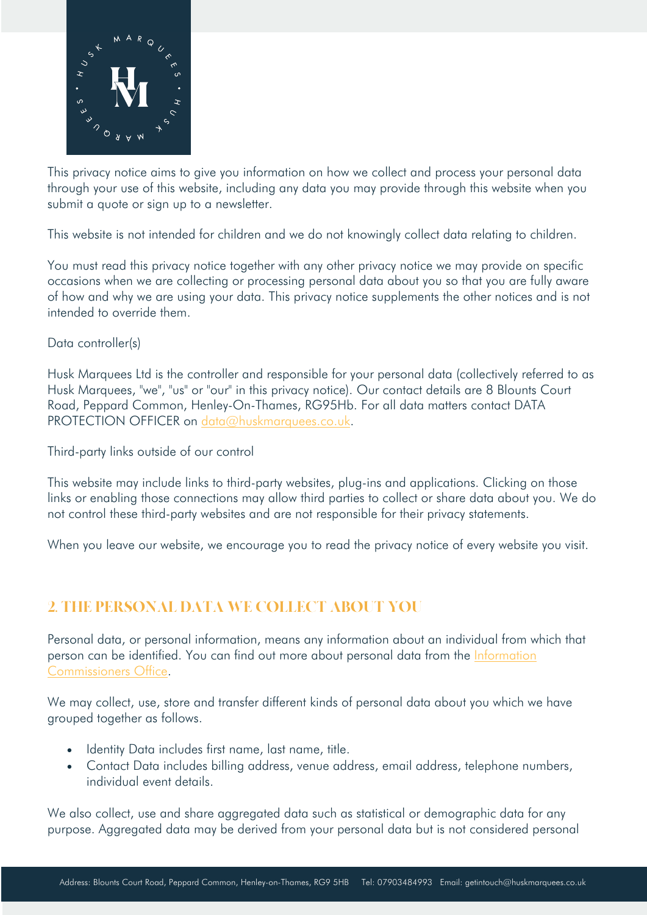This privacy notice aims to give you information on how we collect and process your personal data through your use of this website, including any data you may provide through this website when you submit a quote or sign up to a newsletter.

This website is not intended for children and we do not knowingly collect data relating to children.

You must read this privacy notice together with any other privacy notice we may provide on specific occasions when we are collecting or processing personal data about you so that you are fully aware of how and why we are using your data. This privacy notice supplements the other notices and is not intended to override them.

Data controller(s)

Husk Marquees Ltd is the controller and responsible for your personal data (collectively referred to as Husk Marquees, "we", "us" or "our" in this privacy notice). Our contact details are 8 Blounts Court Road, Peppard Common, Henley-On-Thames, RG95Hb. For all data matters contact DATA PROTECTION OFFICER on data@huskmarquees.co.uk.

Third-party links outside of our control

This website may include links to third-party websites, plug-ins and applications. Clicking on those links or enabling those connections may allow third parties to collect or share data about you. We do not control these third-party websites and are not responsible for their privacy statements.

When you leave our website, we encourage you to read the privacy notice of every website you visit.

## 2. THE PERSONAL DATA WE COLLECT ABOUT YOU

Personal data, or personal information, means any information about an individual from which that person can be identified. You can find out more about personal data from the Information Commissioners Office.

We may collect, use, store and transfer different kinds of personal data about you which we have grouped together as follows.

- Identity Data includes first name, last name, title.
- Contact Data includes billing address, venue address, email address, telephone numbers, individual event details.

We also collect, use and share aggregated data such as statistical or demographic data for any purpose. Aggregated data may be derived from your personal data but is not considered personal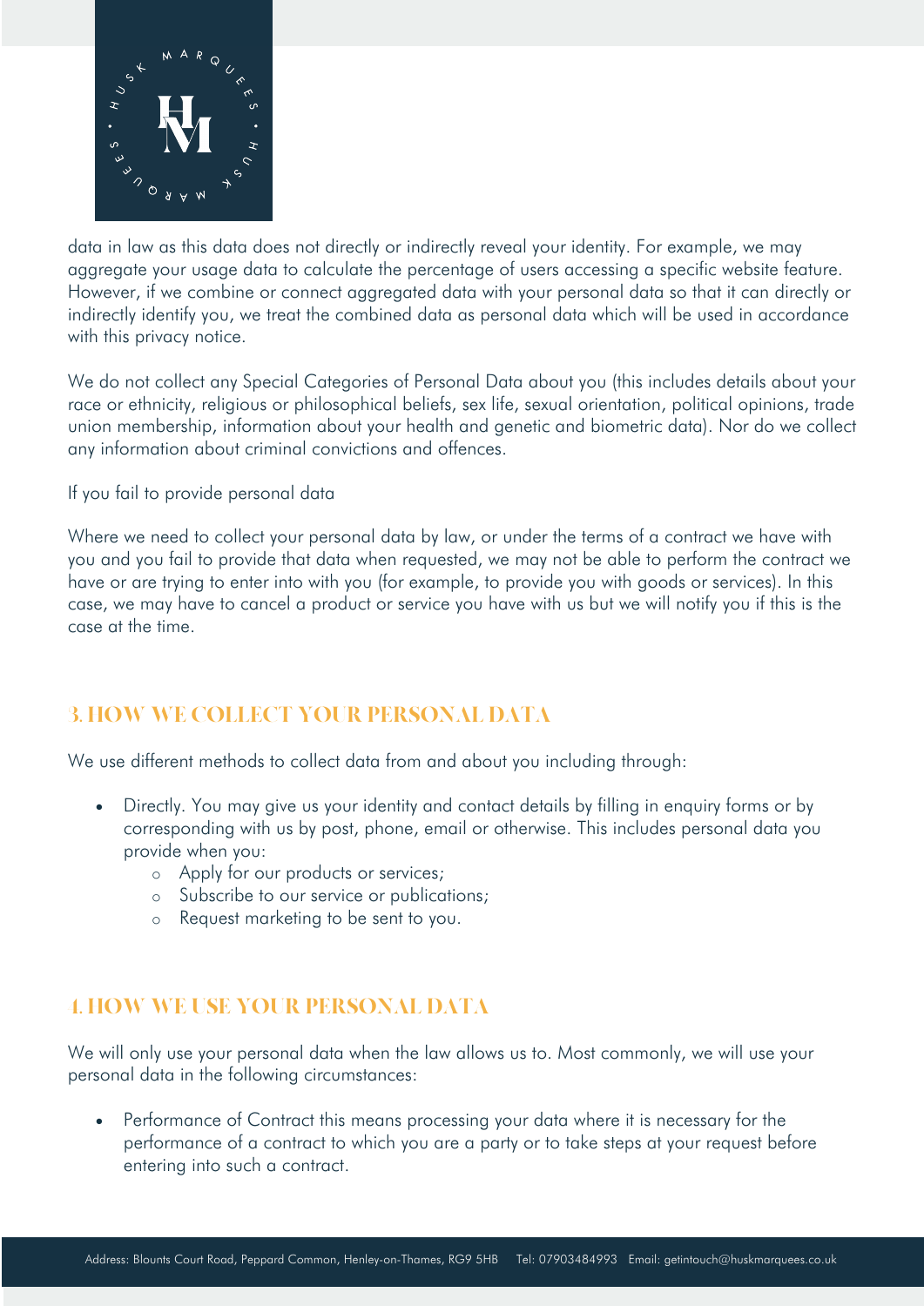data in law as this data does not directly or indirectly reveal your identity. For example, we may aggregate your usage data to calculate the percentage of users accessing a specific website feature. However, if we combine or connect aggregated data with your personal data so that it can directly or indirectly identify you, we treat the combined data as personal data which will be used in accordance with this privacy notice.

We do not collect any Special Categories of Personal Data about you (this includes details about your race or ethnicity, religious or philosophical beliefs, sex life, sexual orientation, political opinions, trade union membership, information about your health and genetic and biometric data). Nor do we collect any information about criminal convictions and offences.

If you fail to provide personal data

Where we need to collect your personal data by law, or under the terms of a contract we have with you and you fail to provide that data when requested, we may not be able to perform the contract we have or are trying to enter into with you (for example, to provide you with goods or services). In this case, we may have to cancel a product or service you have with us but we will notify you if this is the case at the time.

## 3. HOW WE COLLECT YOUR PERSONAL DATA

We use different methods to collect data from and about you including through:

- Directly. You may give us your identity and contact details by filling in enquiry forms or by corresponding with us by post, phone, email or otherwise. This includes personal data you provide when you:
  - Apply for our products or services;
  - Subscribe to our service or publications;
  - Request marketing to be sent to you.

## 4. HOW WE USE YOUR PERSONAL DATA

We will only use your personal data when the law allows us to. Most commonly, we will use your personal data in the following circumstances:

- Performance of Contract this means processing your data where it is necessary for the performance of a contract to which you are a party or to take steps at your request before entering into such a contract.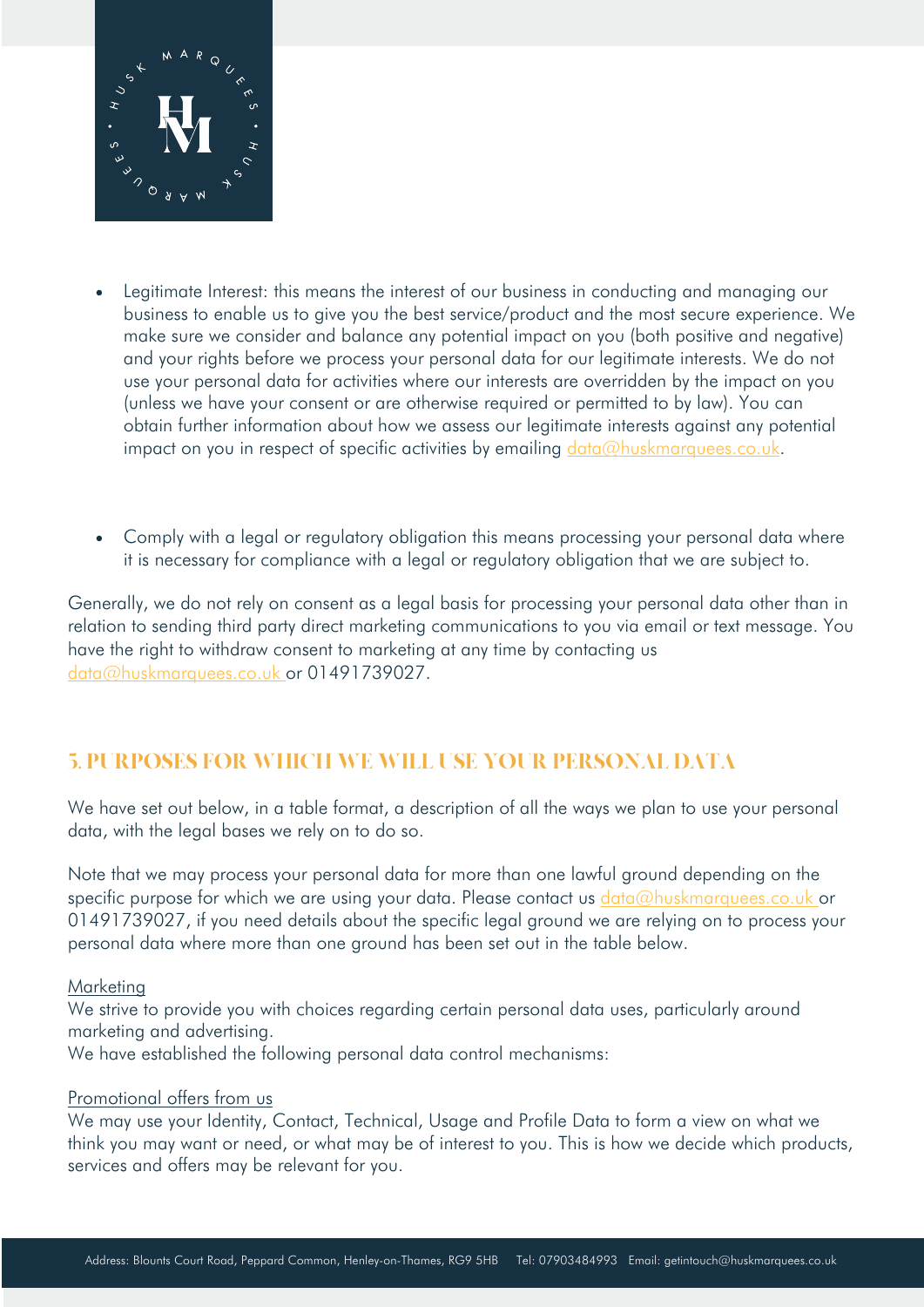- Legitimate Interest: this means the interest of our business in conducting and managing our business to enable us to give you the best service/product and the most secure experience. We make sure we consider and balance any potential impact on you (both positive and negative) and your rights before we process your personal data for our legitimate interests. We do not use your personal data for activities where our interests are overridden by the impact on you (unless we have your consent or are otherwise required or permitted to by law). You can obtain further information about how we assess our legitimate interests against any potential impact on you in respect of specific activities by emailing data@huskmarquees.co.uk.

- Comply with a legal or regulatory obligation this means processing your personal data where it is necessary for compliance with a legal or regulatory obligation that we are subject to.

Generally, we do not rely on consent as a legal basis for processing your personal data other than in relation to sending third party direct marketing communications to you via email or text message. You have the right to withdraw consent to marketing at any time by contacting us data@huskmarquees.co.uk or 01491739027.

## 5. PURPOSES FOR WHICH WE WILL USE YOUR PERSONAL DATA

We have set out below, in a table format, a description of all the ways we plan to use your personal data, with the legal bases we rely on to do so.

Note that we may process your personal data for more than one lawful ground depending on the specific purpose for which we are using your data. Please contact us data@huskmarquees.co.uk or 01491739027, if you need details about the specific legal ground we are relying on to process your personal data where more than one ground has been set out in the table below.

Marketing

We strive to provide you with choices regarding certain personal data uses, particularly around marketing and advertising.

We have established the following personal data control mechanisms:

Promotional offers from us

We may use your Identity, Contact, Technical, Usage and Profile Data to form a view on what we think you may want or need, or what may be of interest to you. This is how we decide which products, services and offers may be relevant for you.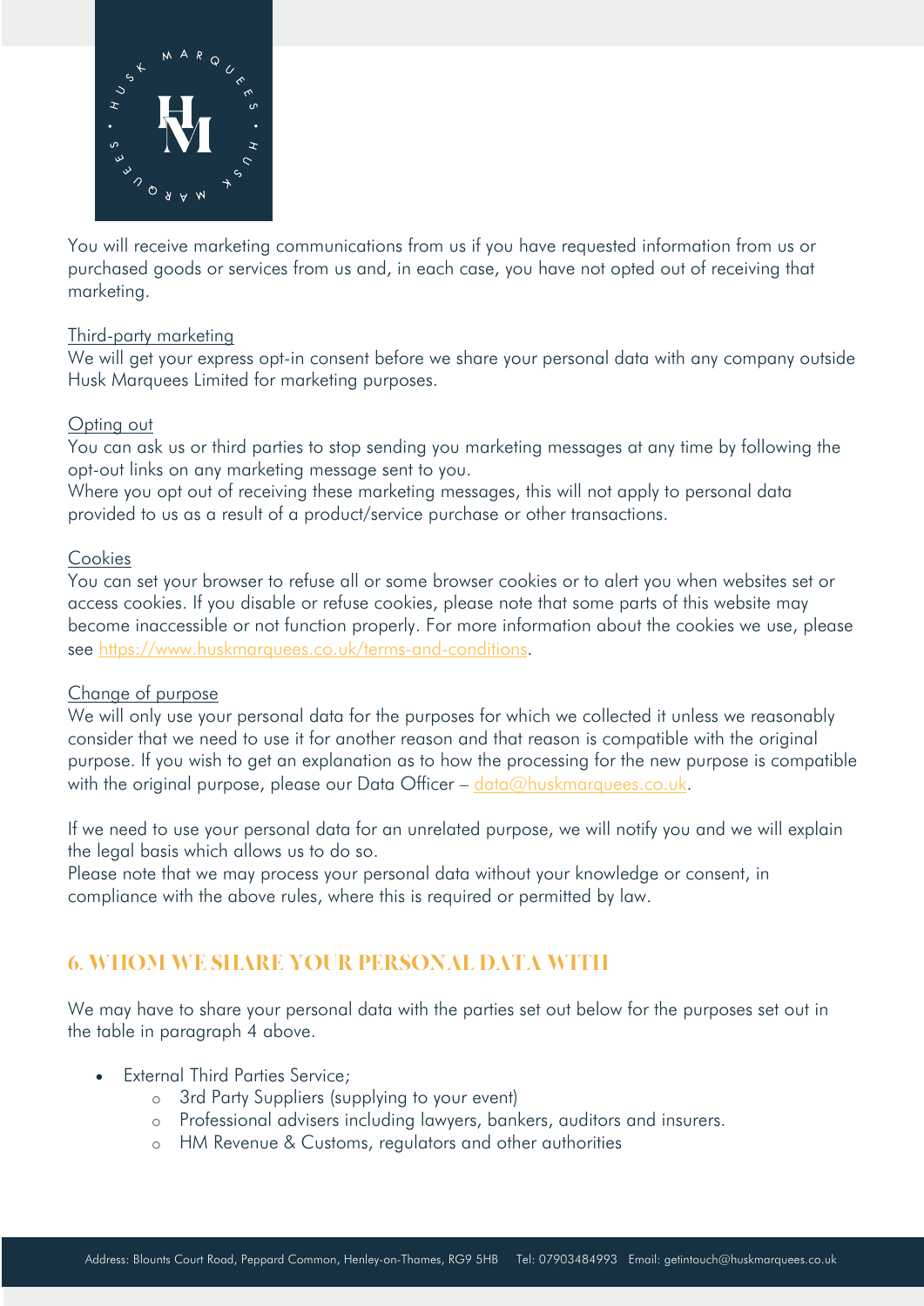You will receive marketing communications from us if you have requested information from us or purchased goods or services from us and, in each case, you have not opted out of receiving that marketing.

Third-party marketing

We will get your express opt-in consent before we share your personal data with any company outside Husk Marquees Limited for marketing purposes.

Opting out

You can ask us or third parties to stop sending you marketing messages at any time by following the opt-out links on any marketing message sent to you.

Where you opt out of receiving these marketing messages, this will not apply to personal data provided to us as a result of a product/service purchase or other transactions.

Cookies

You can set your browser to refuse all or some browser cookies or to alert you when websites set or access cookies. If you disable or refuse cookies, please note that some parts of this website may become inaccessible or not function properly. For more information about the cookies we use, please see https://www.huskmarquees.co.uk/terms-and-conditions.

Change of purpose

We will only use your personal data for the purposes for which we collected it unless we reasonably consider that we need to use it for another reason and that reason is compatible with the original purpose. If you wish to get an explanation as to how the processing for the new purpose is compatible with the original purpose, please our Data Officer – data@huskmarquees.co.uk.

If we need to use your personal data for an unrelated purpose, we will notify you and we will explain the legal basis which allows us to do so.

Please note that we may process your personal data without your knowledge or consent, in compliance with the above rules, where this is required or permitted by law.

## 6. WHOM WE SHARE YOUR PERSONAL DATA WITH

We may have to share your personal data with the parties set out below for the purposes set out in the table in paragraph 4 above.

- External Third Parties Service;
  - 3rd Party Suppliers (supplying to your event)
  - Professional advisers including lawyers, bankers, auditors and insurers.
  - HM Revenue & Customs, regulators and other authorities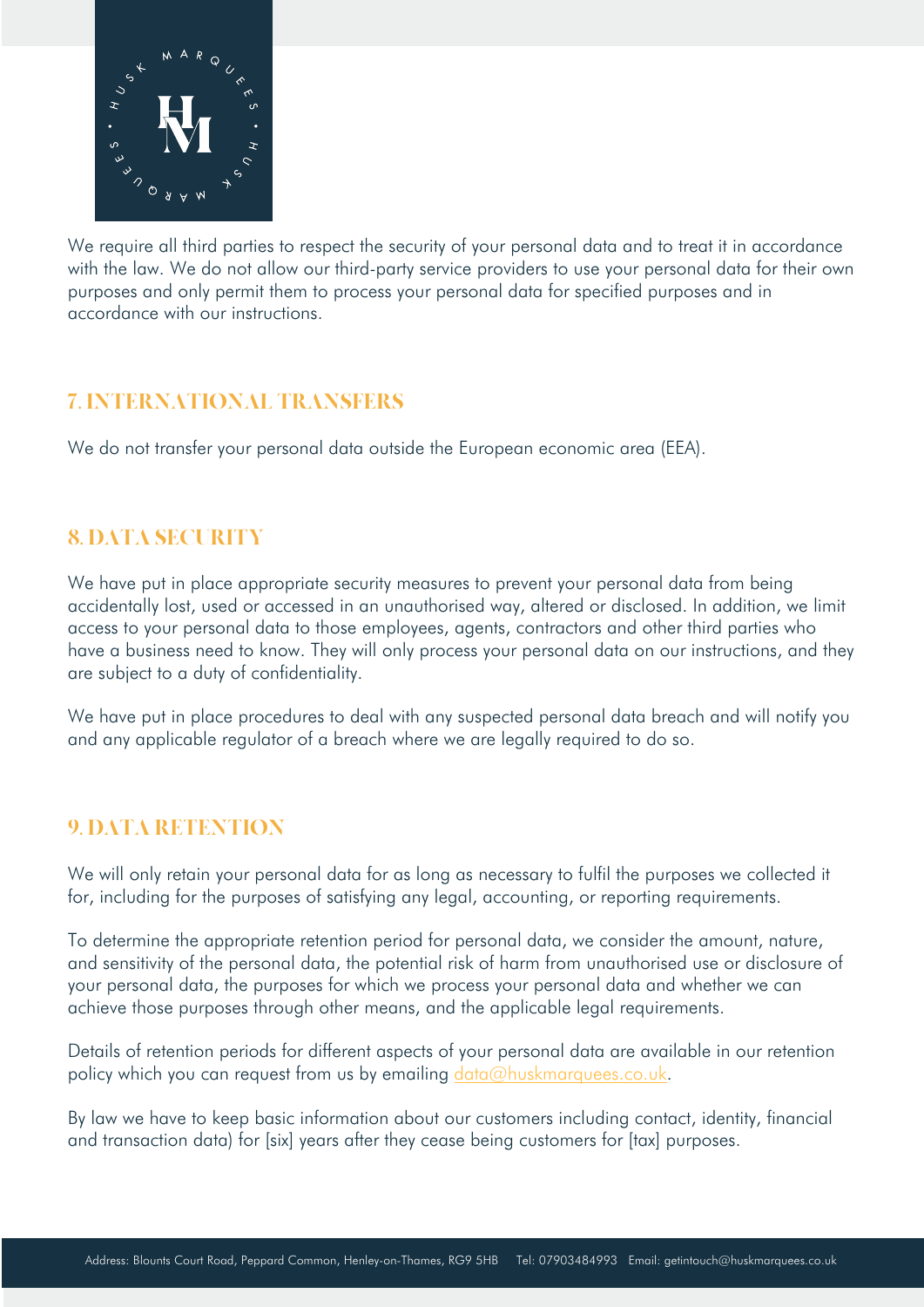We require all third parties to respect the security of your personal data and to treat it in accordance with the law. We do not allow our third-party service providers to use your personal data for their own purposes and only permit them to process your personal data for specified purposes and in accordance with our instructions.

## 7. INTERNATIONAL TRANSFERS

We do not transfer your personal data outside the European economic area (EEA).

## 8. DATA SECURITY

We have put in place appropriate security measures to prevent your personal data from being accidentally lost, used or accessed in an unauthorised way, altered or disclosed. In addition, we limit access to your personal data to those employees, agents, contractors and other third parties who have a business need to know. They will only process your personal data on our instructions, and they are subject to a duty of confidentiality.

We have put in place procedures to deal with any suspected personal data breach and will notify you and any applicable regulator of a breach where we are legally required to do so.

## 9. DATA RETENTION

We will only retain your personal data for as long as necessary to fulfil the purposes we collected it for, including for the purposes of satisfying any legal, accounting, or reporting requirements.

To determine the appropriate retention period for personal data, we consider the amount, nature, and sensitivity of the personal data, the potential risk of harm from unauthorised use or disclosure of your personal data, the purposes for which we process your personal data and whether we can achieve those purposes through other means, and the applicable legal requirements.

Details of retention periods for different aspects of your personal data are available in our retention policy which you can request from us by emailing data@huskmarquees.co.uk.

By law we have to keep basic information about our customers including contact, identity, financial and transaction data) for [six] years after they cease being customers for [tax] purposes.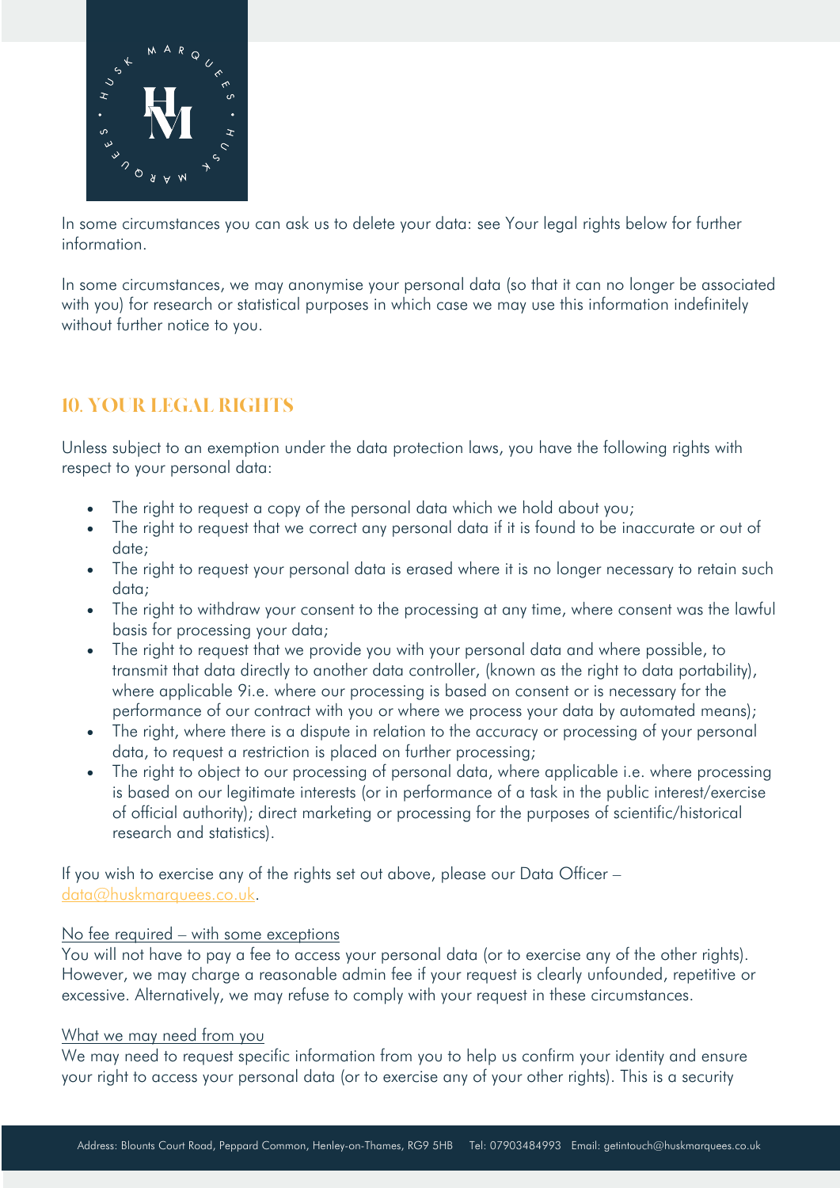In some circumstances you can ask us to delete your data: see Your legal rights below for further information.

In some circumstances, we may anonymise your personal data (so that it can no longer be associated with you) for research or statistical purposes in which case we may use this information indefinitely without further notice to you.

## 10. YOUR LEGAL RIGHTS

Unless subject to an exemption under the data protection laws, you have the following rights with respect to your personal data:

- The right to request a copy of the personal data which we hold about you;
- The right to request that we correct any personal data if it is found to be inaccurate or out of date;
- The right to request your personal data is erased where it is no longer necessary to retain such data;
- The right to withdraw your consent to the processing at any time, where consent was the lawful basis for processing your data;
- The right to request that we provide you with your personal data and where possible, to transmit that data directly to another data controller, (known as the right to data portability), where applicable 9i.e. where our processing is based on consent or is necessary for the performance of our contract with you or where we process your data by automated means);
- The right, where there is a dispute in relation to the accuracy or processing of your personal data, to request a restriction is placed on further processing;
- The right to object to our processing of personal data, where applicable i.e. where processing is based on our legitimate interests (or in performance of a task in the public interest/exercise of official authority); direct marketing or processing for the purposes of scientific/historical research and statistics).

If you wish to exercise any of the rights set out above, please our Data Officer – data@huskmarquees.co.uk.

No fee required – with some exceptions

You will not have to pay a fee to access your personal data (or to exercise any of the other rights). However, we may charge a reasonable admin fee if your request is clearly unfounded, repetitive or excessive. Alternatively, we may refuse to comply with your request in these circumstances.

What we may need from you

We may need to request specific information from you to help us confirm your identity and ensure your right to access your personal data (or to exercise any of your other rights). This is a security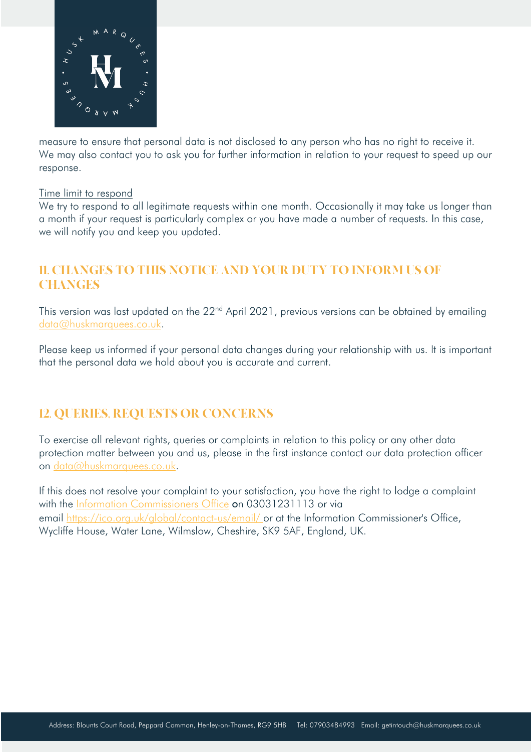measure to ensure that personal data is not disclosed to any person who has no right to receive it. We may also contact you to ask you for further information in relation to your request to speed up our response.

Time limit to respond

We try to respond to all legitimate requests within one month. Occasionally it may take us longer than a month if your request is particularly complex or you have made a number of requests. In this case, we will notify you and keep you updated.

## 11. CHANGES TO THIS NOTICE AND YOUR DUTY TO INFORM US OF CHANGES

This version was last updated on the 22nd April 2021, previous versions can be obtained by emailing data@huskmarquees.co.uk.

Please keep us informed if your personal data changes during your relationship with us. It is important that the personal data we hold about you is accurate and current.

## 12. QUERIES, REQUESTS OR CONCERNS

To exercise all relevant rights, queries or complaints in relation to this policy or any other data protection matter between you and us, please in the first instance contact our data protection officer on data@huskmarquees.co.uk.

If this does not resolve your complaint to your satisfaction, you have the right to lodge a complaint with the Information Commissioners Office on 03031231113 or via email https://ico.org.uk/global/contact-us/email/ or at the Information Commissioner's Office, Wycliffe House, Water Lane, Wilmslow, Cheshire, SK9 5AF, England, UK.